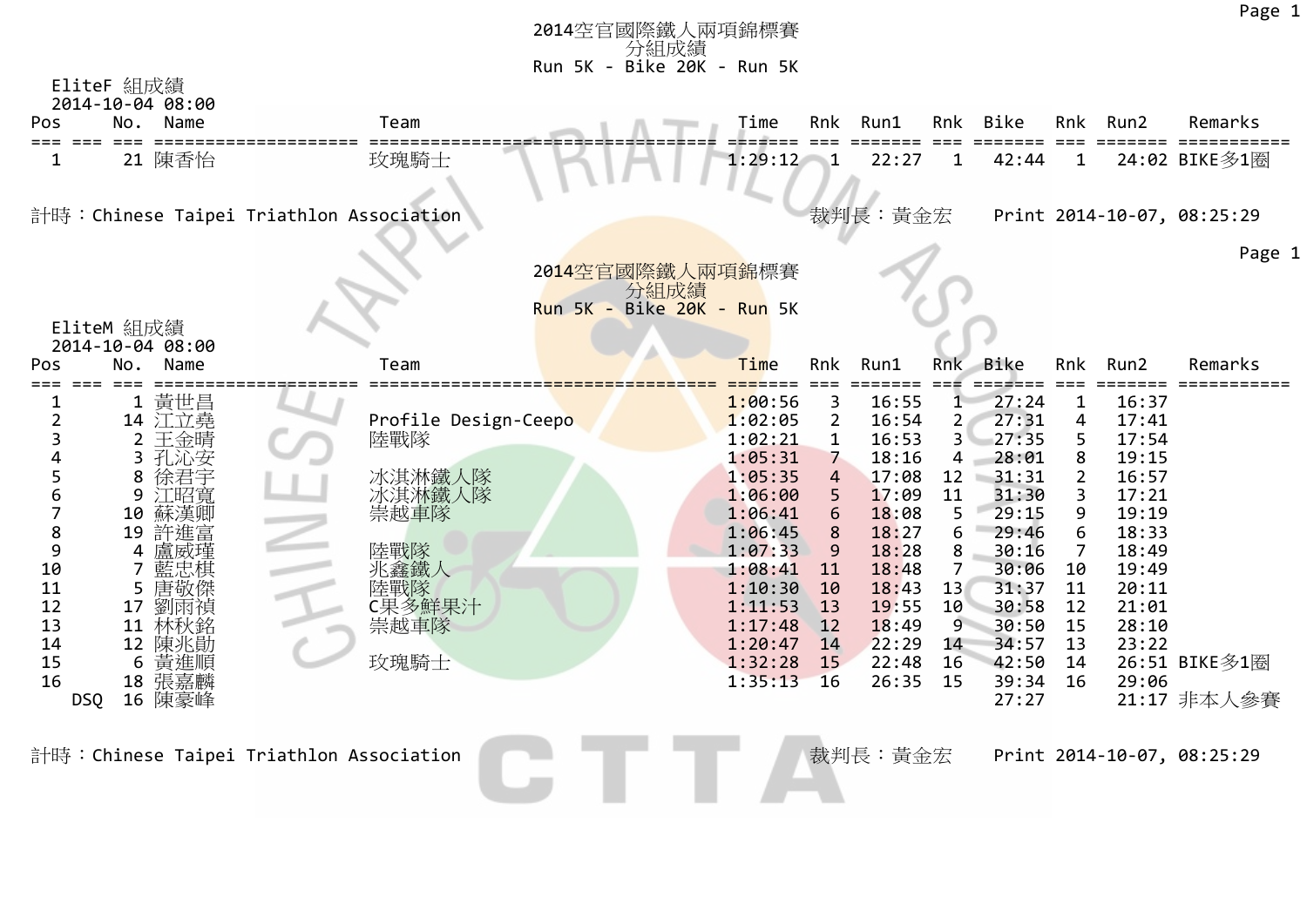# 2014空官國際鐵人兩項錦標賽

## 分組成績

### Run 5K - Bike 20K - Run 5K

EliteF 組成績

2014-10-04 08:00

| Pos | No. | Name | Team | Time | Rnk | Run1 | Rnk | Bike | Rnk | Run2 | Remarks |
|---|---|---|---|---|---|---|---|---|---|---|---|
| 1 | 21 | 陳香怡 | 玫瑰騎士 | 1:29:12 | 1 | 22:27 | 1 | 42:44 | 1 | 24:02 | BIKE多1圈 |

計時：Chinese Taipei Triathlon Association　　裁判長：黃金宏　　Print 2014-10-07, 08:25:29

# 2014空官國際鐵人兩項錦標賽

## 分組成績

### Run 5K - Bike 20K - Run 5K

EliteM 組成績

2014-10-04 08:00

| Pos | No. | Name | Team | Time | Rnk | Run1 | Rnk | Bike | Rnk | Run2 | Remarks |
|---|---|---|---|---|---|---|---|---|---|---|---|
| 1 | 1 | 黃世昌 | | 1:00:56 | 3 | 16:55 | 1 | 27:24 | 1 | 16:37 | |
| 2 | 14 | 江立堯 | Profile Design-Ceepo | 1:02:05 | 2 | 16:54 | 2 | 27:31 | 4 | 17:41 | |
| 3 | 2 | 王金晴 | 陸戰隊 | 1:02:21 | 1 | 16:53 | 3 | 27:35 | 5 | 17:54 | |
| 4 | 3 | 孔沁安 | | 1:05:31 | 7 | 18:16 | 4 | 28:01 | 8 | 19:15 | |
| 5 | 8 | 徐君宇 | 冰淇淋鐵人隊 | 1:05:35 | 4 | 17:08 | 12 | 31:31 | 2 | 16:57 | |
| 6 | 9 | 江昭寬 | 冰淇淋鐵人隊 | 1:06:00 | 5 | 17:09 | 11 | 31:30 | 3 | 17:21 | |
| 7 | 10 | 蘇漢卿 | 崇越車隊 | 1:06:41 | 6 | 18:08 | 5 | 29:15 | 9 | 19:19 | |
| 8 | 19 | 許進富 | | 1:06:45 | 8 | 18:27 | 6 | 29:46 | 6 | 18:33 | |
| 9 | 4 | 盧威瑾 | 陸戰隊 | 1:07:33 | 9 | 18:28 | 8 | 30:16 | 7 | 18:49 | |
| 10 | 7 | 藍忠棋 | 兆鑫鐵人 | 1:08:41 | 11 | 18:48 | 7 | 30:06 | 10 | 19:49 | |
| 11 | 5 | 唐敬傑 | 陸戰隊 | 1:10:30 | 10 | 18:43 | 13 | 31:37 | 11 | 20:11 | |
| 12 | 17 | 劉雨禎 | C果多鮮果汁 | 1:11:53 | 13 | 19:55 | 10 | 30:58 | 12 | 21:01 | |
| 13 | 11 | 林秋銘 | 崇越車隊 | 1:17:48 | 12 | 18:49 | 9 | 30:50 | 15 | 28:10 | |
| 14 | 12 | 陳兆勛 | | 1:20:47 | 14 | 22:29 | 14 | 34:57 | 13 | 23:22 | |
| 15 | 6 | 黃進順 | 玫瑰騎士 | 1:32:28 | 15 | 22:48 | 16 | 42:50 | 14 | 26:51 | BIKE多1圈 |
| 16 | 18 | 張嘉麟 | | 1:35:13 | 16 | 26:35 | 15 | 39:34 | 16 | 29:06 | |
| DSQ | 16 | 陳豪峰 | | | | | | 27:27 | | 21:17 | 非本人參賽 |

計時：Chinese Taipei Triathlon Association　　裁判長：黃金宏　　Print 2014-10-07, 08:25:29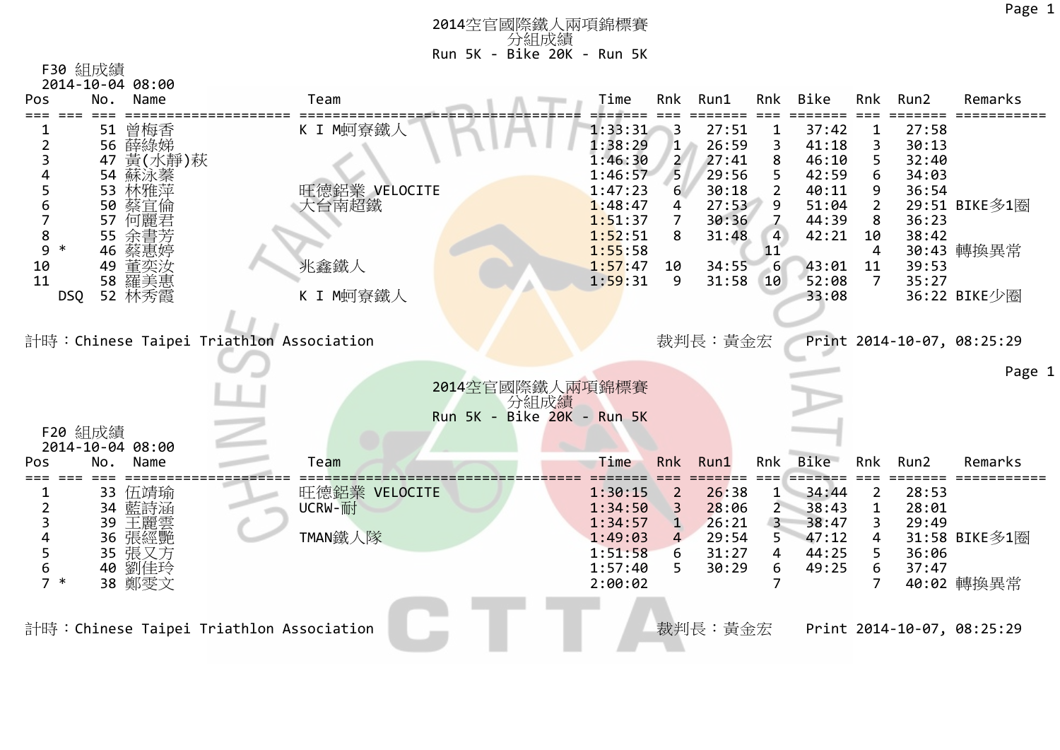# 2014空官國際鐵人兩項錦標賽
## 分組成績
### Run 5K - Bike 20K - Run 5K

F30 組成績
2014-10-04 08:00

| Pos | | No. | Name | Team | Time | Rnk | Run1 | Rnk | Bike | Rnk | Run2 | Remarks |
|---|---|---|---|---|---|---|---|---|---|---|---|---|
| 1 | | 51 | 曾梅香 | K I M蚵寮鐵人 | 1:33:31 | 3 | 27:51 | 1 | 37:42 | 1 | 27:58 | |
| 2 | | 56 | 薛綠娣 | | 1:38:29 | 1 | 26:59 | 3 | 41:18 | 3 | 30:13 | |
| 3 | | 47 | 黃(水靜)萩 | | 1:46:30 | 2 | 27:41 | 8 | 46:10 | 5 | 32:40 | |
| 4 | | 54 | 蘇泳蓁 | | 1:46:57 | 5 | 29:56 | 5 | 42:59 | 6 | 34:03 | |
| 5 | | 53 | 林雅萍 | 旺德鋁業 VELOCITE | 1:47:23 | 6 | 30:18 | 2 | 40:11 | 9 | 36:54 | |
| 6 | | 50 | 蔡宜倫 | 大台南超鐵 | 1:48:47 | 4 | 27:53 | 9 | 51:04 | 2 | 29:51 | BIKE多1圈 |
| 7 | | 57 | 何麗君 | | 1:51:37 | 7 | 30:36 | 7 | 44:39 | 8 | 36:23 | |
| 8 | | 55 | 余書芳 | | 1:52:51 | 8 | 31:48 | 4 | 42:21 | 10 | 38:42 | |
| 9 | * | 46 | 蔡惠婷 | | 1:55:58 | | | 11 | | 4 | 30:43 | 轉換異常 |
| 10 | | 49 | 董奕汝 | 兆鑫鐵人 | 1:57:47 | 10 | 34:55 | 6 | 43:01 | 11 | 39:53 | |
| 11 | | 58 | 羅美惠 | | 1:59:31 | 9 | 31:58 | 10 | 52:08 | 7 | 35:27 | |
| | DSQ | 52 | 林秀霞 | K I M蚵寮鐵人 | | | | | 33:08 | | 36:22 | BIKE少圈 |

計時：Chinese Taipei Triathlon Association　　裁判長：黃金宏　　Print 2014-10-07, 08:25:29

# 2014空官國際鐵人兩項錦標賽
## 分組成績
### Run 5K - Bike 20K - Run 5K

F20 組成績
2014-10-04 08:00

| Pos | | No. | Name | Team | Time | Rnk | Run1 | Rnk | Bike | Rnk | Run2 | Remarks |
|---|---|---|---|---|---|---|---|---|---|---|---|---|
| 1 | | 33 | 伍靖瑜 | 旺德鋁業 VELOCITE | 1:30:15 | 2 | 26:38 | 1 | 34:44 | 2 | 28:53 | |
| 2 | | 34 | 藍詩涵 | UCRW-耐 | 1:34:50 | 3 | 28:06 | 2 | 38:43 | 1 | 28:01 | |
| 3 | | 39 | 王麗雲 | | 1:34:57 | 1 | 26:21 | 3 | 38:47 | 3 | 29:49 | |
| 4 | | 36 | 張經艷 | TMAN鐵人隊 | 1:49:03 | 4 | 29:54 | 5 | 47:12 | 4 | 31:58 | BIKE多1圈 |
| 5 | | 35 | 張又方 | | 1:51:58 | 6 | 31:27 | 4 | 44:25 | 5 | 36:06 | |
| 6 | | 40 | 劉佳玲 | | 1:57:40 | 5 | 30:29 | 6 | 49:25 | 6 | 37:47 | |
| 7 | * | 38 | 鄭雯文 | | 2:00:02 | | | 7 | | 7 | 40:02 | 轉換異常 |

計時：Chinese Taipei Triathlon Association　　裁判長：黃金宏　　Print 2014-10-07, 08:25:29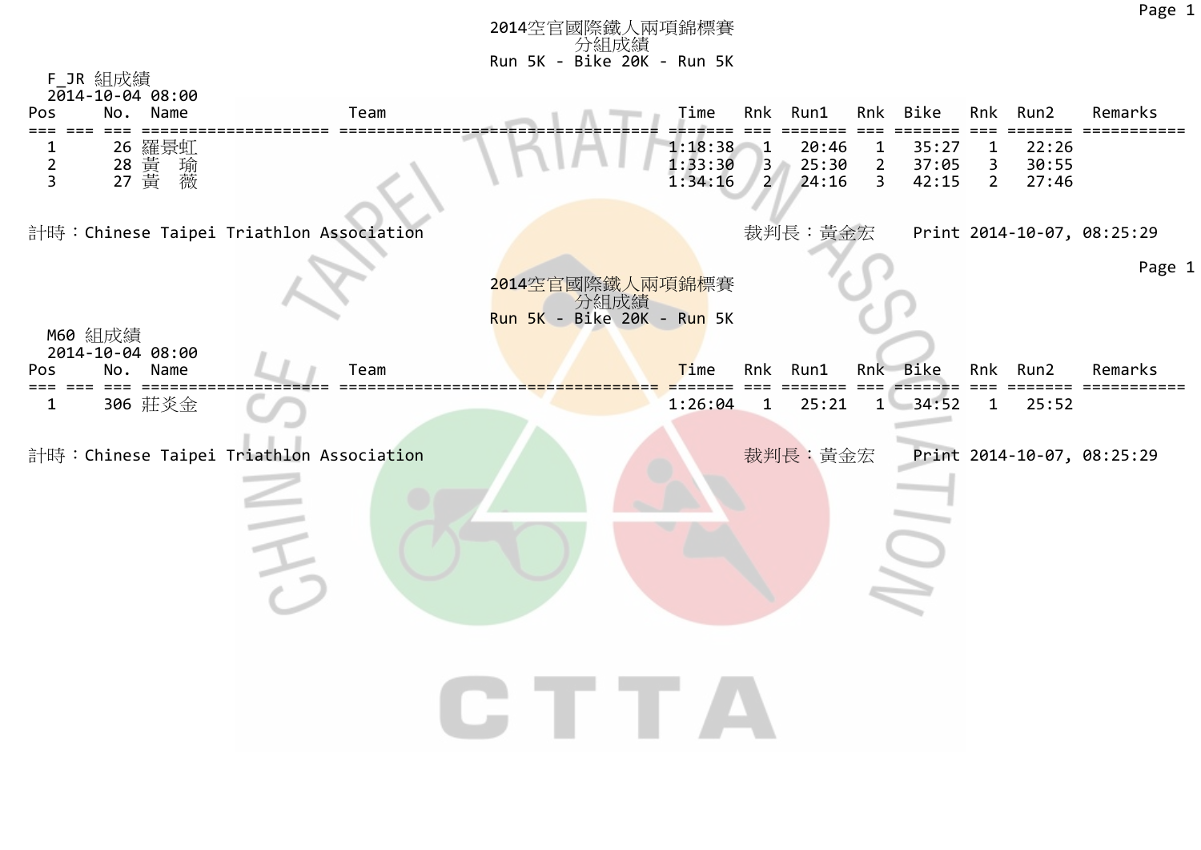# 2014空官國際鐵人兩項錦標賽

## 分組成績

Run 5K - Bike 20K - Run 5K

F_JR 組成績

2014-10-04 08:00

| Pos | No. | Name | Team | Time | Rnk | Run1 | Rnk | Bike | Rnk | Run2 | Remarks |
|---|---|---|---|---|---|---|---|---|---|---|---|
| 1 | 26 | 羅景虹 | | 1:18:38 | 1 | 20:46 | 1 | 35:27 | 1 | 22:26 | |
| 2 | 28 | 黃　瑜 | | 1:33:30 | 3 | 25:30 | 2 | 37:05 | 3 | 30:55 | |
| 3 | 27 | 黃　薇 | | 1:34:16 | 2 | 24:16 | 3 | 42:15 | 2 | 27:46 | |

計時：Chinese Taipei Triathlon Association　　裁判長：黃金宏　　Print 2014-10-07, 08:25:29

# 2014空官國際鐵人兩項錦標賽

## 分組成績

Run 5K - Bike 20K - Run 5K

M60 組成績

2014-10-04 08:00

| Pos | No. | Name | Team | Time | Rnk | Run1 | Rnk | Bike | Rnk | Run2 | Remarks |
|---|---|---|---|---|---|---|---|---|---|---|---|
| 1 | 306 | 莊炎金 | | 1:26:04 | 1 | 25:21 | 1 | 34:52 | 1 | 25:52 | |

計時：Chinese Taipei Triathlon Association　　裁判長：黃金宏　　Print 2014-10-07, 08:25:29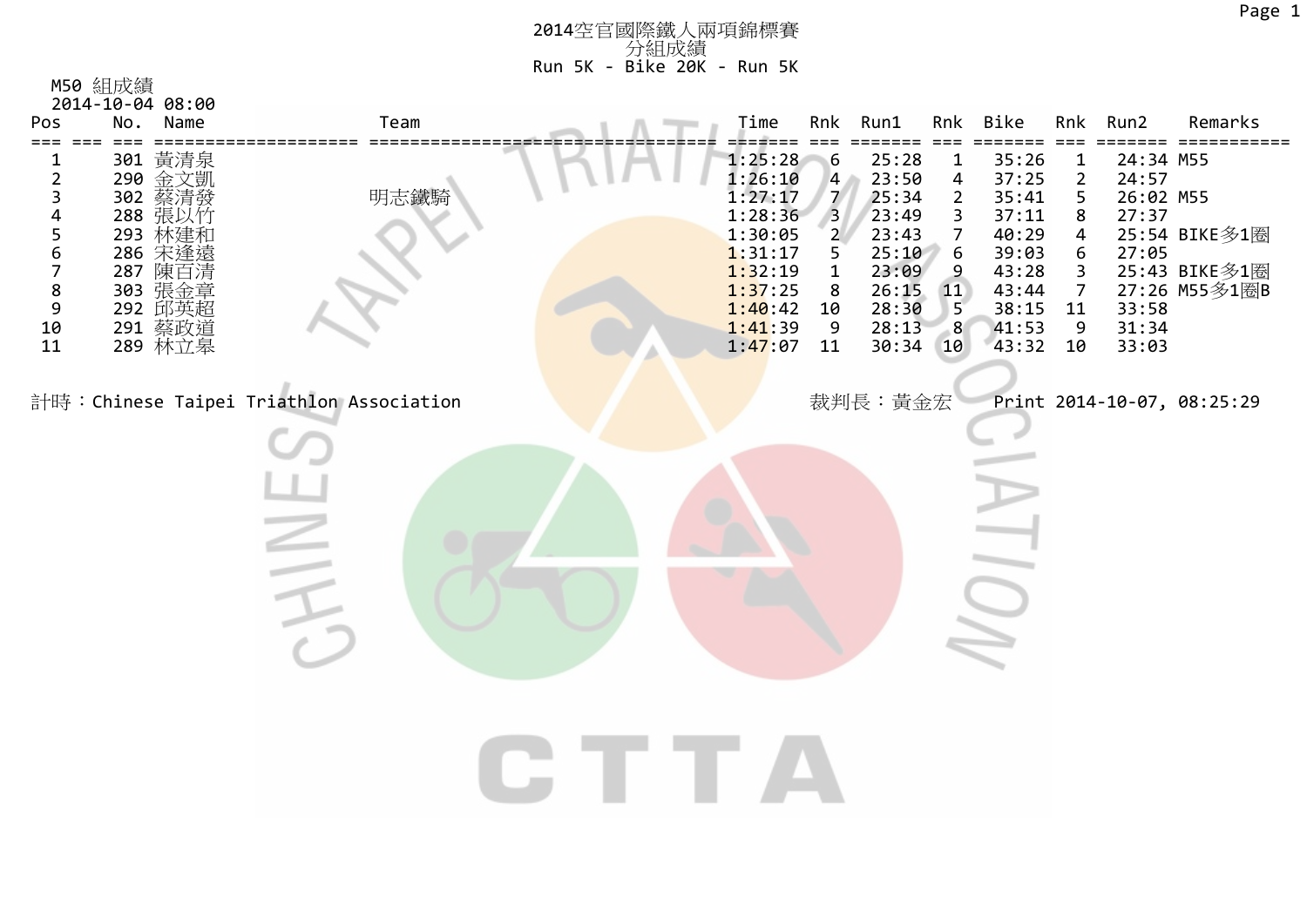# 2014空官國際鐵人兩項錦標賽

## 分組成績

### Run 5K - Bike 20K - Run 5K

M50 組成績

2014-10-04 08:00

| Pos | No. | Name | Team | Time | Rnk | Run1 | Rnk | Bike | Rnk | Run2 | Remarks |
|---|---|---|---|---|---|---|---|---|---|---|---|
| 1 | 301 | 黃清泉 | | 1:25:28 | 6 | 25:28 | 1 | 35:26 | 1 | 24:34 | M55 |
| 2 | 290 | 金文凱 | | 1:26:10 | 4 | 23:50 | 4 | 37:25 | 2 | 24:57 | |
| 3 | 302 | 蔡清發 | 明志鐵騎 | 1:27:17 | 7 | 25:34 | 2 | 35:41 | 5 | 26:02 | M55 |
| 4 | 288 | 張以竹 | | 1:28:36 | 3 | 23:49 | 3 | 37:11 | 8 | 27:37 | |
| 5 | 293 | 林建和 | | 1:30:05 | 2 | 23:43 | 7 | 40:29 | 4 | 25:54 | BIKE多1圈 |
| 6 | 286 | 宋逢遠 | | 1:31:17 | 5 | 25:10 | 6 | 39:03 | 6 | 27:05 | |
| 7 | 287 | 陳百清 | | 1:32:19 | 1 | 23:09 | 9 | 43:28 | 3 | 25:43 | BIKE多1圈 |
| 8 | 303 | 張金章 | | 1:37:25 | 8 | 26:15 | 11 | 43:44 | 7 | 27:26 | M55多1圈B |
| 9 | 292 | 邱英超 | | 1:40:42 | 10 | 28:30 | 5 | 38:15 | 11 | 33:58 | |
| 10 | 291 | 蔡政道 | | 1:41:39 | 9 | 28:13 | 8 | 41:53 | 9 | 31:34 | |
| 11 | 289 | 林立皋 | | 1:47:07 | 11 | 30:34 | 10 | 43:32 | 10 | 33:03 | |

計時：Chinese Taipei Triathlon Association　　裁判長：黃金宏　　Print 2014-10-07, 08:25:29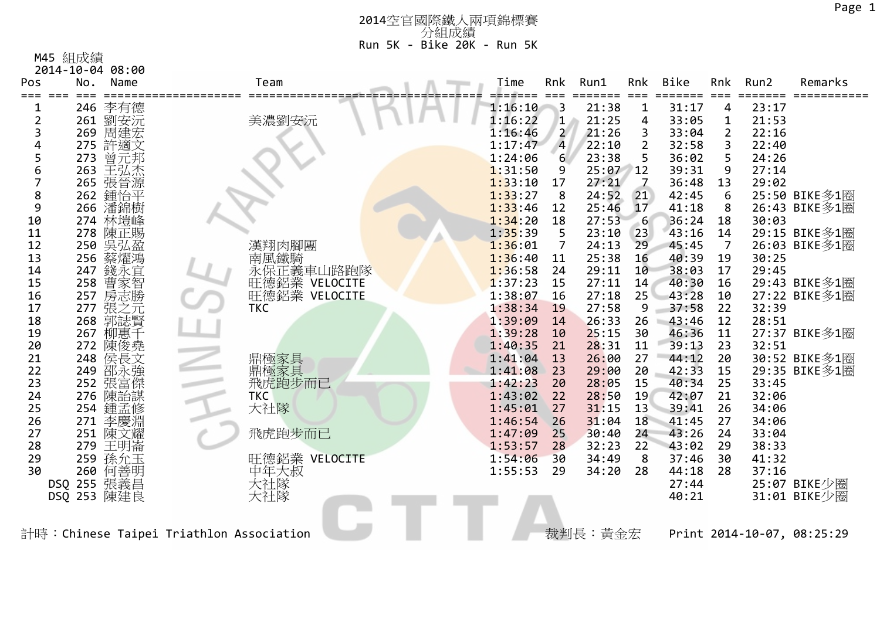# 2014空官國際鐵人兩項錦標賽

## 分組成績

### Run 5K - Bike 20K - Run 5K

M45 組成績

2014-10-04 08:00

| Pos | No. | Name | Team | Time | Rnk | Run1 | Rnk | Bike | Rnk | Run2 | Remarks |
|---|---|---|---|---|---|---|---|---|---|---|---|
| 1 | 246 | 李有德 | | 1:16:10 | 3 | 21:38 | 1 | 31:17 | 4 | 23:17 | |
| 2 | 261 | 劉安沅 | 美濃劉安沅 | 1:16:22 | 1 | 21:25 | 4 | 33:05 | 1 | 21:53 | |
| 3 | 269 | 周建宏 | | 1:16:46 | 2 | 21:26 | 3 | 33:04 | 2 | 22:16 | |
| 4 | 275 | 許適文 | | 1:17:47 | 4 | 22:10 | 2 | 32:58 | 3 | 22:40 | |
| 5 | 273 | 曾元邦 | | 1:24:06 | 6 | 23:38 | 5 | 36:02 | 5 | 24:26 | |
| 6 | 263 | 王弘杰 | | 1:31:50 | 9 | 25:07 | 12 | 39:31 | 9 | 27:14 | |
| 7 | 265 | 張晉源 | | 1:33:10 | 17 | 27:21 | 7 | 36:48 | 13 | 29:02 | |
| 8 | 262 | 鍾怡平 | | 1:33:27 | 8 | 24:52 | 21 | 42:45 | 6 | 25:50 | BIKE多1圈 |
| 9 | 266 | 潘錦樹 | | 1:33:46 | 12 | 25:46 | 17 | 41:18 | 8 | 26:43 | BIKE多1圈 |
| 10 | 274 | 林塏峰 | | 1:34:20 | 18 | 27:53 | 6 | 36:24 | 18 | 30:03 | |
| 11 | 278 | 陳正賜 | | 1:35:39 | 5 | 23:10 | 23 | 43:16 | 14 | 29:15 | BIKE多1圈 |
| 12 | 250 | 吳弘盈 | 漢翔肉腳團 | 1:36:01 | 7 | 24:13 | 29 | 45:45 | 7 | 26:03 | BIKE多1圈 |
| 13 | 256 | 蔡燿鴻 | 南風鐵騎 | 1:36:40 | 11 | 25:38 | 16 | 40:39 | 19 | 30:25 | |
| 14 | 247 | 錢永宜 | 永保正義車山路跑隊 | 1:36:58 | 24 | 29:11 | 10 | 38:03 | 17 | 29:45 | |
| 15 | 258 | 曹家智 | 旺德鋁業 VELOCITE | 1:37:23 | 15 | 27:11 | 14 | 40:30 | 16 | 29:43 | BIKE多1圈 |
| 16 | 257 | 房志勝 | 旺德鋁業 VELOCITE | 1:38:07 | 16 | 27:18 | 25 | 43:28 | 10 | 27:22 | BIKE多1圈 |
| 17 | 277 | 張之元 | TKC | 1:38:34 | 19 | 27:58 | 9 | 37:58 | 22 | 32:39 | |
| 18 | 268 | 郭誌賢 | | 1:39:09 | 14 | 26:33 | 26 | 43:46 | 12 | 28:51 | |
| 19 | 267 | 柳惠千 | | 1:39:28 | 10 | 25:15 | 30 | 46:36 | 11 | 27:37 | BIKE多1圈 |
| 20 | 272 | 陳俊堯 | | 1:40:35 | 21 | 28:31 | 11 | 39:13 | 23 | 32:51 | |
| 21 | 248 | 侯長文 | 鼎極家具 | 1:41:04 | 13 | 26:00 | 27 | 44:12 | 20 | 30:52 | BIKE多1圈 |
| 22 | 249 | 邵永強 | 鼎極家具 | 1:41:08 | 23 | 29:00 | 20 | 42:33 | 15 | 29:35 | BIKE多1圈 |
| 23 | 252 | 張富傑 | 飛虎跑步而已 | 1:42:23 | 20 | 28:05 | 15 | 40:34 | 25 | 33:45 | |
| 24 | 276 | 陳詒謀 | TKC | 1:43:02 | 22 | 28:50 | 19 | 42:07 | 21 | 32:06 | |
| 25 | 254 | 鍾孟修 | 大社隊 | 1:45:01 | 27 | 31:15 | 13 | 39:41 | 26 | 34:06 | |
| 26 | 271 | 李慶淵 | | 1:46:54 | 26 | 31:04 | 18 | 41:45 | 27 | 34:06 | |
| 27 | 251 | 陳文耀 | 飛虎跑步而已 | 1:47:09 | 25 | 30:40 | 24 | 43:26 | 24 | 33:04 | |
| 28 | 279 | 王明崙 | | 1:53:57 | 28 | 32:23 | 22 | 43:02 | 29 | 38:33 | |
| 29 | 259 | 孫允玉 | 旺德鋁業 VELOCITE | 1:54:06 | 30 | 34:49 | 8 | 37:46 | 30 | 41:32 | |
| 30 | 260 | 何善明 | 中年大叔 | 1:55:53 | 29 | 34:20 | 28 | 44:18 | 28 | 37:16 | |
| DSQ | 255 | 張義昌 | 大社隊 | | | | | 27:44 | | 25:07 | BIKE少圈 |
| DSQ | 253 | 陳建良 | 大社隊 | | | | | 40:21 | | 31:01 | BIKE少圈 |

計時：Chinese Taipei Triathlon Association　　裁判長：黃金宏　　Print 2014-10-07, 08:25:29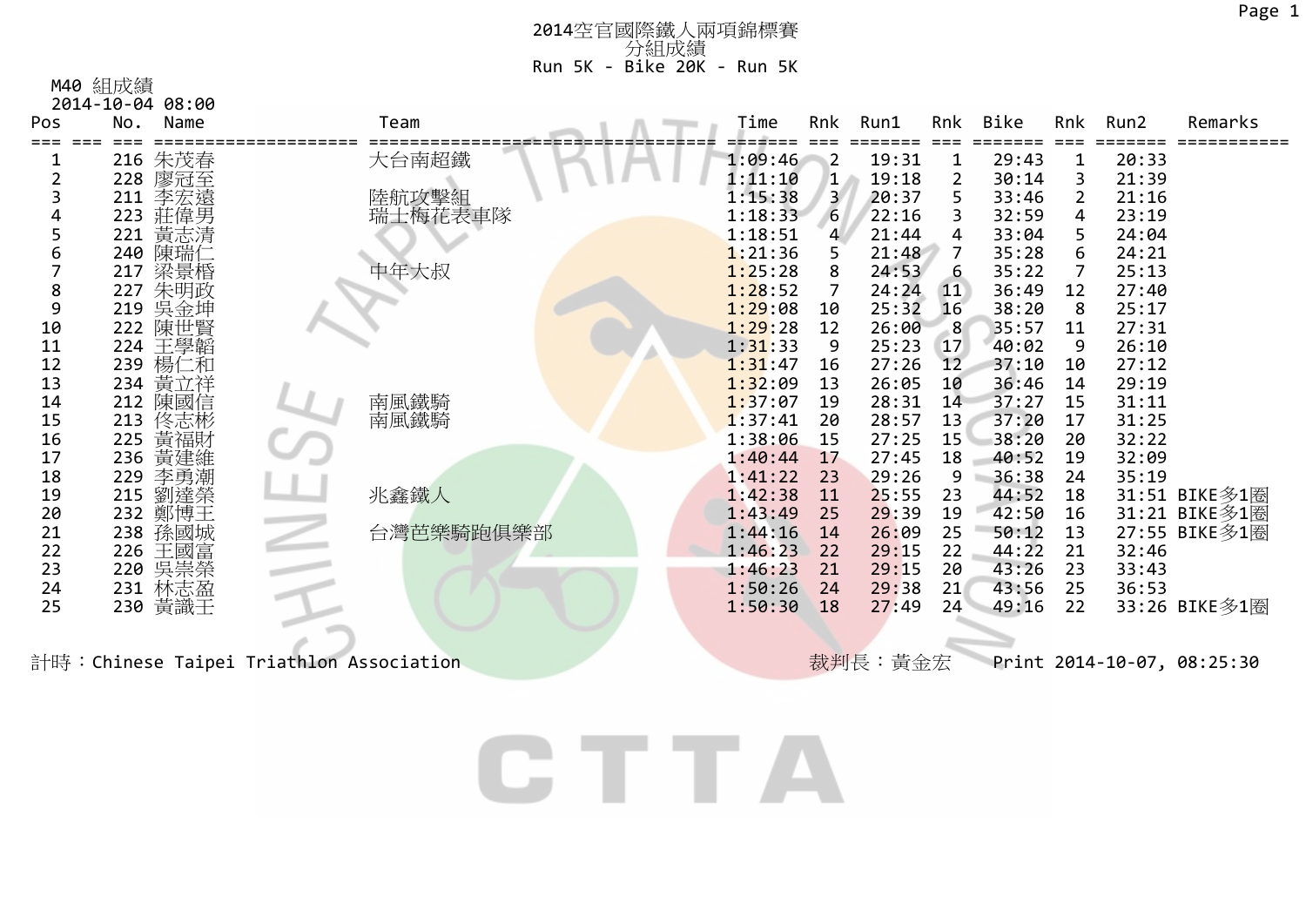# 2014空官國際鐵人兩項錦標賽

## 分組成績

### Run 5K - Bike 20K - Run 5K

M40 組成績

2014-10-04 08:00

| Pos | No. | Name | Team | Time | Rnk | Run1 | Rnk | Bike | Rnk | Run2 | Remarks |
|---|---|---|---|---|---|---|---|---|---|---|---|
| 1 | 216 | 朱茂春 | 大台南超鐵 | 1:09:46 | 2 | 19:31 | 1 | 29:43 | 1 | 20:33 | |
| 2 | 228 | 廖冠至 | | 1:11:10 | 1 | 19:18 | 2 | 30:14 | 3 | 21:39 | |
| 3 | 211 | 李宏遠 | 陸航攻擊組 | 1:15:38 | 3 | 20:37 | 5 | 33:46 | 2 | 21:16 | |
| 4 | 223 | 莊偉男 | 瑞士梅花表車隊 | 1:18:33 | 6 | 22:16 | 3 | 32:59 | 4 | 23:19 | |
| 5 | 221 | 黃志清 | | 1:18:51 | 4 | 21:44 | 4 | 33:04 | 5 | 24:04 | |
| 6 | 240 | 陳瑞仁 | | 1:21:36 | 5 | 21:48 | 7 | 35:28 | 6 | 24:21 | |
| 7 | 217 | 梁景楷 | 中年大叔 | 1:25:28 | 8 | 24:53 | 6 | 35:22 | 7 | 25:13 | |
| 8 | 227 | 朱明政 | | 1:28:52 | 7 | 24:24 | 11 | 36:49 | 12 | 27:40 | |
| 9 | 219 | 吳金坤 | | 1:29:08 | 10 | 25:32 | 16 | 38:20 | 8 | 25:17 | |
| 10 | 222 | 陳世賢 | | 1:29:28 | 12 | 26:00 | 8 | 35:57 | 11 | 27:31 | |
| 11 | 224 | 王學韜 | | 1:31:33 | 9 | 25:23 | 17 | 40:02 | 9 | 26:10 | |
| 12 | 239 | 楊仁和 | | 1:31:47 | 16 | 27:26 | 12 | 37:10 | 10 | 27:12 | |
| 13 | 234 | 黃立祥 | | 1:32:09 | 13 | 26:05 | 10 | 36:46 | 14 | 29:19 | |
| 14 | 212 | 陳國信 | 南風鐵騎 | 1:37:07 | 19 | 28:31 | 14 | 37:27 | 15 | 31:11 | |
| 15 | 213 | 佟志彬 | 南風鐵騎 | 1:37:41 | 20 | 28:57 | 13 | 37:20 | 17 | 31:25 | |
| 16 | 225 | 黃福財 | | 1:38:06 | 15 | 27:25 | 15 | 38:20 | 20 | 32:22 | |
| 17 | 236 | 黃建維 | | 1:40:44 | 17 | 27:45 | 18 | 40:52 | 19 | 32:09 | |
| 18 | 229 | 李勇潮 | | 1:41:22 | 23 | 29:26 | 9 | 36:38 | 24 | 35:19 | |
| 19 | 215 | 劉達榮 | 兆鑫鐵人 | 1:42:38 | 11 | 25:55 | 23 | 44:52 | 18 | 31:51 | BIKE多1圈 |
| 20 | 232 | 鄭博王 | | 1:43:49 | 25 | 29:39 | 19 | 42:50 | 16 | 31:21 | BIKE多1圈 |
| 21 | 238 | 孫國城 | 台灣芭樂騎跑俱樂部 | 1:44:16 | 14 | 26:09 | 25 | 50:12 | 13 | 27:55 | BIKE多1圈 |
| 22 | 226 | 王國富 | | 1:46:23 | 22 | 29:15 | 22 | 44:22 | 21 | 32:46 | |
| 23 | 220 | 吳崇榮 | | 1:46:23 | 21 | 29:15 | 20 | 43:26 | 23 | 33:43 | |
| 24 | 231 | 林志盈 | | 1:50:26 | 24 | 29:38 | 21 | 43:56 | 25 | 36:53 | |
| 25 | 230 | 黃識王 | | 1:50:30 | 18 | 27:49 | 24 | 49:16 | 22 | 33:26 | BIKE多1圈 |

計時：Chinese Taipei Triathlon Association　　裁判長：黃金宏　　Print 2014-10-07, 08:25:30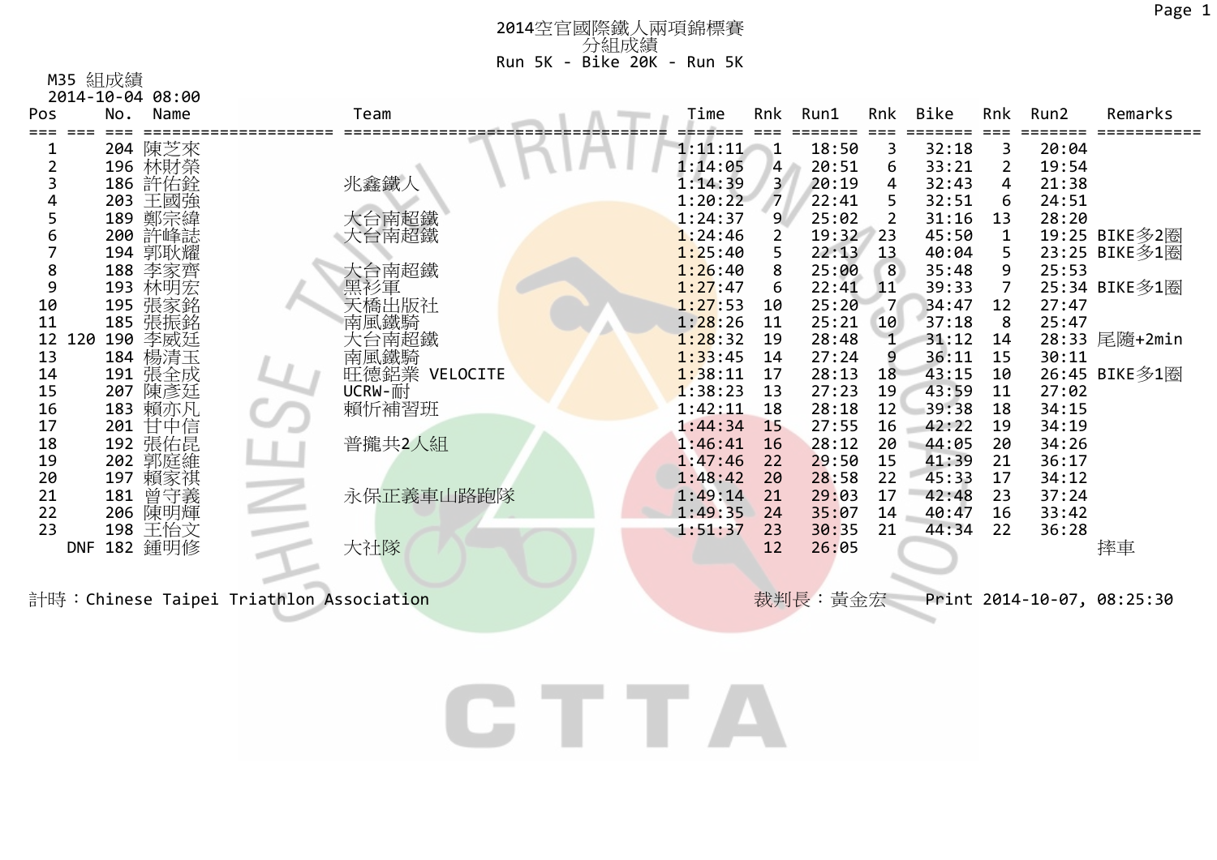# 2014空官國際鐵人兩項錦標賽

## 分組成績

### Run 5K - Bike 20K - Run 5K

M35 組成績

2014-10-04 08:00

| Pos | | No. | Name | Team | Time | Rnk | Run1 | Rnk | Bike | Rnk | Run2 | Remarks |
|---|---|---|---|---|---|---|---|---|---|---|---|---|
| 1 | | 204 | 陳芝來 | | 1:11:11 | 1 | 18:50 | 3 | 32:18 | 3 | 20:04 | |
| 2 | | 196 | 林財榮 | | 1:14:05 | 4 | 20:51 | 6 | 33:21 | 2 | 19:54 | |
| 3 | | 186 | 許佑銓 | 兆鑫鐵人 | 1:14:39 | 3 | 20:19 | 4 | 32:43 | 4 | 21:38 | |
| 4 | | 203 | 王國強 | | 1:20:22 | 7 | 22:41 | 5 | 32:51 | 6 | 24:51 | |
| 5 | | 189 | 鄭宗緯 | 大台南超鐵 | 1:24:37 | 9 | 25:02 | 2 | 31:16 | 13 | 28:20 | |
| 6 | | 200 | 許峰誌 | 大台南超鐵 | 1:24:46 | 2 | 19:32 | 23 | 45:50 | 1 | 19:25 | BIKE多2圈 |
| 7 | | 194 | 郭耿耀 | | 1:25:40 | 5 | 22:13 | 13 | 40:04 | 5 | 23:25 | BIKE多1圈 |
| 8 | | 188 | 李家齊 | 大台南超鐵 | 1:26:40 | 8 | 25:00 | 8 | 35:48 | 9 | 25:53 | |
| 9 | | 193 | 林明宏 | 黑衫軍 | 1:27:47 | 6 | 22:41 | 11 | 39:33 | 7 | 25:34 | BIKE多1圈 |
| 10 | | 195 | 張家銘 | 天橋出版社 | 1:27:53 | 10 | 25:20 | 7 | 34:47 | 12 | 27:47 | |
| 11 | | 185 | 張振銘 | 南風鐵騎 | 1:28:26 | 11 | 25:21 | 10 | 37:18 | 8 | 25:47 | |
| 12 | 120 | 190 | 李威廷 | 大台南超鐵 | 1:28:32 | 19 | 28:48 | 1 | 31:12 | 14 | 28:33 | 尾隨+2min |
| 13 | | 184 | 楊清玉 | 南風鐵騎 | 1:33:45 | 14 | 27:24 | 9 | 36:11 | 15 | 30:11 | |
| 14 | | 191 | 張全成 | 旺德鋁業 VELOCITE | 1:38:11 | 17 | 28:13 | 18 | 43:15 | 10 | 26:45 | BIKE多1圈 |
| 15 | | 207 | 陳彥廷 | UCRW-耐 | 1:38:23 | 13 | 27:23 | 19 | 43:59 | 11 | 27:02 | |
| 16 | | 183 | 賴亦凡 | 賴忻補習班 | 1:42:11 | 18 | 28:18 | 12 | 39:38 | 18 | 34:15 | |
| 17 | | 201 | 甘中信 | | 1:44:34 | 15 | 27:55 | 16 | 42:22 | 19 | 34:19 | |
| 18 | | 192 | 張佑昆 | 普攏共2人組 | 1:46:41 | 16 | 28:12 | 20 | 44:05 | 20 | 34:26 | |
| 19 | | 202 | 郭庭維 | | 1:47:46 | 22 | 29:50 | 15 | 41:39 | 21 | 36:17 | |
| 20 | | 197 | 賴家祺 | | 1:48:42 | 20 | 28:58 | 22 | 45:33 | 17 | 34:12 | |
| 21 | | 181 | 曾守義 | 永保正義車山路跑隊 | 1:49:14 | 21 | 29:03 | 17 | 42:48 | 23 | 37:24 | |
| 22 | | 206 | 陳明輝 | | 1:49:35 | 24 | 35:07 | 14 | 40:47 | 16 | 33:42 | |
| 23 | | 198 | 王怡文 | | 1:51:37 | 23 | 30:35 | 21 | 44:34 | 22 | 36:28 | |
| | DNF | 182 | 鍾明修 | 大社隊 | | 12 | 26:05 | | | | | 摔車 |

計時：Chinese Taipei Triathlon Association　　裁判長：黃金宏　　Print 2014-10-07, 08:25:30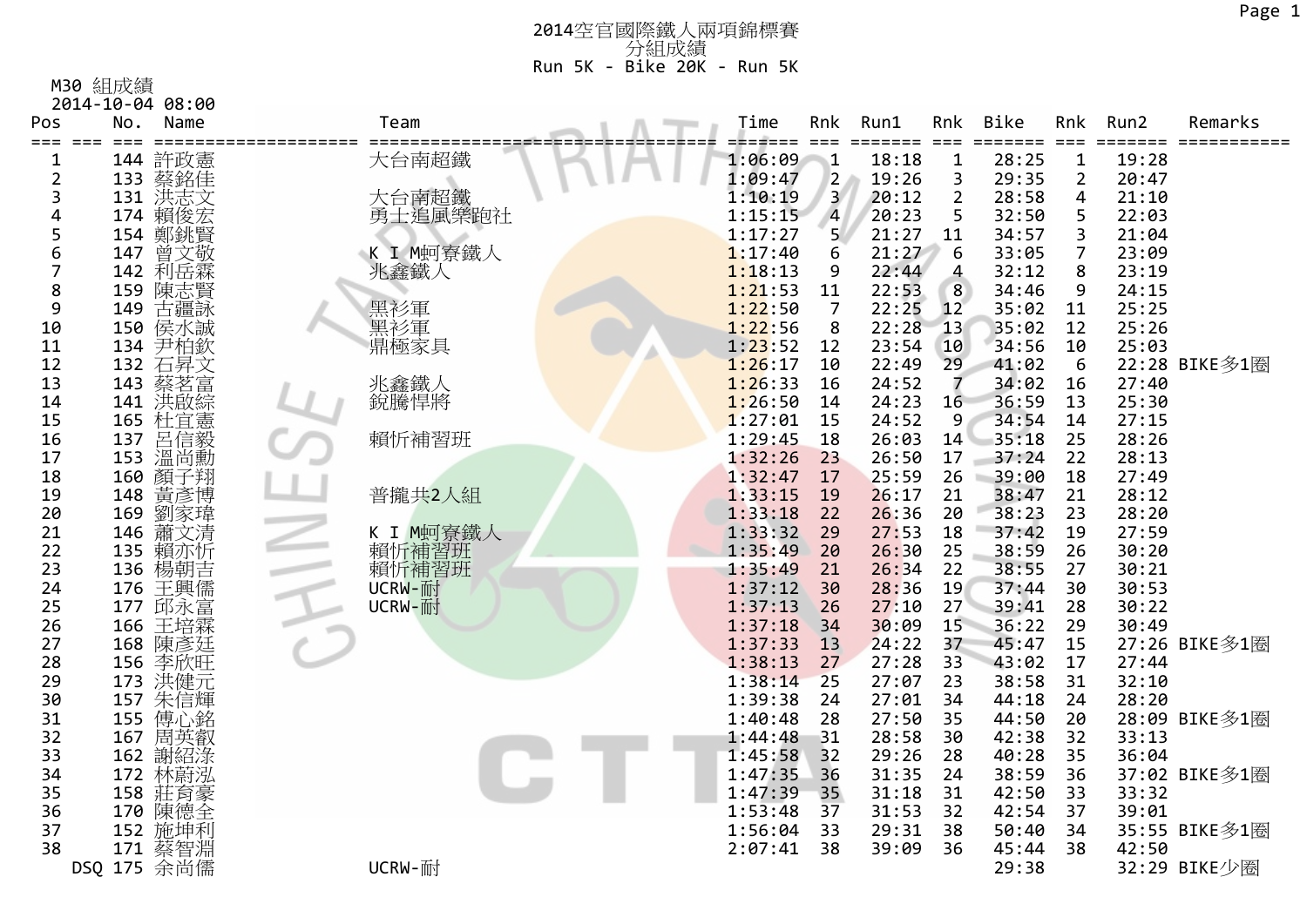# 2014空官國際鐵人兩項錦標賽

## 分組成績

### Run 5K - Bike 20K - Run 5K

M30 組成績

2014-10-04 08:00

| Pos | No. | Name | Team | Time | Rnk | Run1 | Rnk | Bike | Rnk | Run2 | Remarks |
|---|---|---|---|---|---|---|---|---|---|---|---|
| 1 | 144 | 許政憲 | 大台南超鐵 | 1:06:09 | 1 | 18:18 | 1 | 28:25 | 1 | 19:28 | |
| 2 | 133 | 蔡銘佳 | | 1:09:47 | 2 | 19:26 | 3 | 29:35 | 2 | 20:47 | |
| 3 | 131 | 洪志文 | 大台南超鐵 | 1:10:19 | 3 | 20:12 | 2 | 28:58 | 4 | 21:10 | |
| 4 | 174 | 賴俊宏 | 勇士追風樂跑社 | 1:15:15 | 4 | 20:23 | 5 | 32:50 | 5 | 22:03 | |
| 5 | 154 | 鄭銚賢 | | 1:17:27 | 5 | 21:27 | 11 | 34:57 | 3 | 21:04 | |
| 6 | 147 | 曾文敬 | K I M蚵寮鐵人 | 1:17:40 | 6 | 21:27 | 6 | 33:05 | 7 | 23:09 | |
| 7 | 142 | 利岳霖 | 兆鑫鐵人 | 1:18:13 | 9 | 22:44 | 4 | 32:12 | 8 | 23:19 | |
| 8 | 159 | 陳志賢 | | 1:21:53 | 11 | 22:53 | 8 | 34:46 | 9 | 24:15 | |
| 9 | 149 | 古疆詠 | 黑衫軍 | 1:22:50 | 7 | 22:25 | 12 | 35:02 | 11 | 25:25 | |
| 10 | 150 | 侯水誠 | 黑衫軍 | 1:22:56 | 8 | 22:28 | 13 | 35:02 | 12 | 25:26 | |
| 11 | 134 | 尹柏欽 | 鼎極家具 | 1:23:52 | 12 | 23:54 | 10 | 34:56 | 10 | 25:03 | |
| 12 | 132 | 石昇文 | | 1:26:17 | 10 | 22:49 | 29 | 41:02 | 6 | 22:28 | BIKE多1圈 |
| 13 | 143 | 蔡茗富 | 兆鑫鐵人 | 1:26:33 | 16 | 24:52 | 7 | 34:02 | 16 | 27:40 | |
| 14 | 141 | 洪啟綜 | 銳騰悍將 | 1:26:50 | 14 | 24:23 | 16 | 36:59 | 13 | 25:30 | |
| 15 | 165 | 杜宜憲 | | 1:27:01 | 15 | 24:52 | 9 | 34:54 | 14 | 27:15 | |
| 16 | 137 | 呂信毅 | 賴忻補習班 | 1:29:45 | 18 | 26:03 | 14 | 35:18 | 25 | 28:26 | |
| 17 | 153 | 溫尚勳 | | 1:32:26 | 23 | 26:50 | 17 | 37:24 | 22 | 28:13 | |
| 18 | 160 | 顏子翔 | | 1:32:47 | 17 | 25:59 | 26 | 39:00 | 18 | 27:49 | |
| 19 | 148 | 黃彥博 | 普攏共2人組 | 1:33:15 | 19 | 26:17 | 21 | 38:47 | 21 | 28:12 | |
| 20 | 169 | 劉家瑋 | | 1:33:18 | 22 | 26:36 | 20 | 38:23 | 23 | 28:20 | |
| 21 | 146 | 蕭文清 | K I M蚵寮鐵人 | 1:33:32 | 29 | 27:53 | 18 | 37:42 | 19 | 27:59 | |
| 22 | 135 | 賴亦忻 | 賴忻補習班 | 1:35:49 | 20 | 26:30 | 25 | 38:59 | 26 | 30:20 | |
| 23 | 136 | 楊朝吉 | 賴忻補習班 | 1:35:49 | 21 | 26:34 | 22 | 38:55 | 27 | 30:21 | |
| 24 | 176 | 王興儒 | UCRW-耐 | 1:37:12 | 30 | 28:36 | 19 | 37:44 | 30 | 30:53 | |
| 25 | 177 | 邱永富 | UCRW-耐 | 1:37:13 | 26 | 27:10 | 27 | 39:41 | 28 | 30:22 | |
| 26 | 166 | 王培霖 | | 1:37:18 | 34 | 30:09 | 15 | 36:22 | 29 | 30:49 | |
| 27 | 168 | 陳彥廷 | | 1:37:33 | 13 | 24:22 | 37 | 45:47 | 15 | 27:26 | BIKE多1圈 |
| 28 | 156 | 李欣旺 | | 1:38:13 | 27 | 27:28 | 33 | 43:02 | 17 | 27:44 | |
| 29 | 173 | 洪健元 | | 1:38:14 | 25 | 27:07 | 23 | 38:58 | 31 | 32:10 | |
| 30 | 157 | 朱信輝 | | 1:39:38 | 24 | 27:01 | 34 | 44:18 | 24 | 28:20 | |
| 31 | 155 | 傅心銘 | | 1:40:48 | 28 | 27:50 | 35 | 44:50 | 20 | 28:09 | BIKE多1圈 |
| 32 | 167 | 周英叡 | | 1:44:48 | 31 | 28:58 | 30 | 42:38 | 32 | 33:13 | |
| 33 | 162 | 謝紹淥 | | 1:45:58 | 32 | 29:26 | 28 | 40:28 | 35 | 36:04 | |
| 34 | 172 | 林蔚泓 | | 1:47:35 | 36 | 31:35 | 24 | 38:59 | 36 | 37:02 | BIKE多1圈 |
| 35 | 158 | 莊育豪 | | 1:47:39 | 35 | 31:18 | 31 | 42:50 | 33 | 33:32 | |
| 36 | 170 | 陳德全 | | 1:53:48 | 37 | 31:53 | 32 | 42:54 | 37 | 39:01 | |
| 37 | 152 | 施坤利 | | 1:56:04 | 33 | 29:31 | 38 | 50:40 | 34 | 35:55 | BIKE多1圈 |
| 38 | 171 | 蔡智淵 | | 2:07:41 | 38 | 39:09 | 36 | 45:44 | 38 | 42:50 | |
| DSQ | 175 | 余尚儒 | UCRW-耐 | | | | | 29:38 | | 32:29 | BIKE少圈 |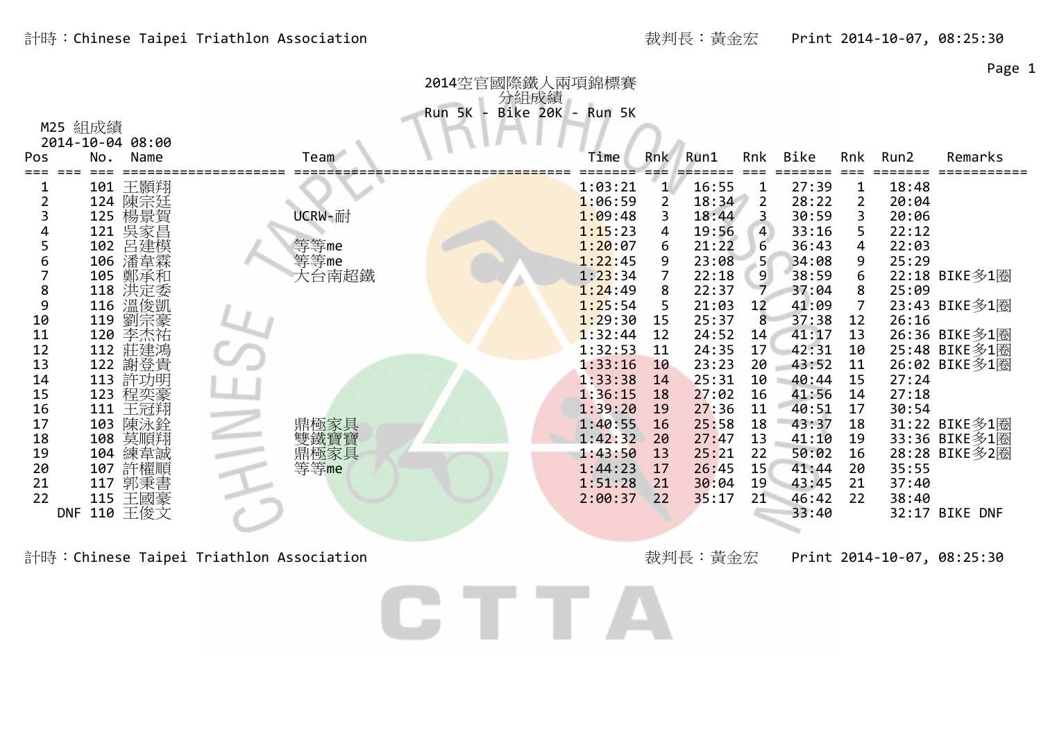# 2014空官國際鐵人兩項錦標賽

## 分組成績

### Run 5K - Bike 20K - Run 5K

M25 組成績

2014-10-04 08:00

| Pos | No. | Name | Team | Time | Rnk | Run1 | Rnk | Bike | Rnk | Run2 | Remarks |
|---|---|---|---|---|---|---|---|---|---|---|---|
| 1 | 101 | 王顥翔 | | 1:03:21 | 1 | 16:55 | 1 | 27:39 | 1 | 18:48 | |
| 2 | 124 | 陳宗廷 | | 1:06:59 | 2 | 18:34 | 2 | 28:22 | 2 | 20:04 | |
| 3 | 125 | 楊景賀 | UCRW-耐 | 1:09:48 | 3 | 18:44 | 3 | 30:59 | 3 | 20:06 | |
| 4 | 121 | 吳家昌 | | 1:15:23 | 4 | 19:56 | 4 | 33:16 | 5 | 22:12 | |
| 5 | 102 | 呂建模 | 等等me | 1:20:07 | 6 | 21:22 | 6 | 36:43 | 4 | 22:03 | |
| 6 | 106 | 潘韋霖 | 等等me | 1:22:45 | 9 | 23:08 | 5 | 34:08 | 9 | 25:29 | |
| 7 | 105 | 鄭承和 | 大台南超鐵 | 1:23:34 | 7 | 22:18 | 9 | 38:59 | 6 | 22:18 | BIKE多1圈 |
| 8 | 118 | 洪定委 | | 1:24:49 | 8 | 22:37 | 7 | 37:04 | 8 | 25:09 | |
| 9 | 116 | 溫俊凱 | | 1:25:54 | 5 | 21:03 | 12 | 41:09 | 7 | 23:43 | BIKE多1圈 |
| 10 | 119 | 劉宗豪 | | 1:29:30 | 15 | 25:37 | 8 | 37:38 | 12 | 26:16 | |
| 11 | 120 | 李杰祐 | | 1:32:44 | 12 | 24:52 | 14 | 41:17 | 13 | 26:36 | BIKE多1圈 |
| 12 | 112 | 莊建鴻 | | 1:32:53 | 11 | 24:35 | 17 | 42:31 | 10 | 25:48 | BIKE多1圈 |
| 13 | 122 | 謝登貴 | | 1:33:16 | 10 | 23:23 | 20 | 43:52 | 11 | 26:02 | BIKE多1圈 |
| 14 | 113 | 許功明 | | 1:33:38 | 14 | 25:31 | 10 | 40:44 | 15 | 27:24 | |
| 15 | 123 | 程奕豪 | | 1:36:15 | 18 | 27:02 | 16 | 41:56 | 14 | 27:18 | |
| 16 | 111 | 王冠翔 | | 1:39:20 | 19 | 27:36 | 11 | 40:51 | 17 | 30:54 | |
| 17 | 103 | 陳泳銓 | 鼎極家具 | 1:40:55 | 16 | 25:58 | 18 | 43:37 | 18 | 31:22 | BIKE多1圈 |
| 18 | 108 | 莫順翔 | 雙鐵寶寶 | 1:42:32 | 20 | 27:47 | 13 | 41:10 | 19 | 33:36 | BIKE多1圈 |
| 19 | 104 | 練韋誠 | 鼎極家具 | 1:43:50 | 13 | 25:21 | 22 | 50:02 | 16 | 28:28 | BIKE多2圈 |
| 20 | 107 | 許耀順 | 等等me | 1:44:23 | 17 | 26:45 | 15 | 41:44 | 20 | 35:55 | |
| 21 | 117 | 郭秉書 | | 1:51:28 | 21 | 30:04 | 19 | 43:45 | 21 | 37:40 | |
| 22 | 115 | 王國豪 | | 2:00:37 | 22 | 35:17 | 21 | 46:42 | 22 | 38:40 | |
| DNF | 110 | 王俊文 | | | | | | 33:40 | | 32:17 | BIKE DNF |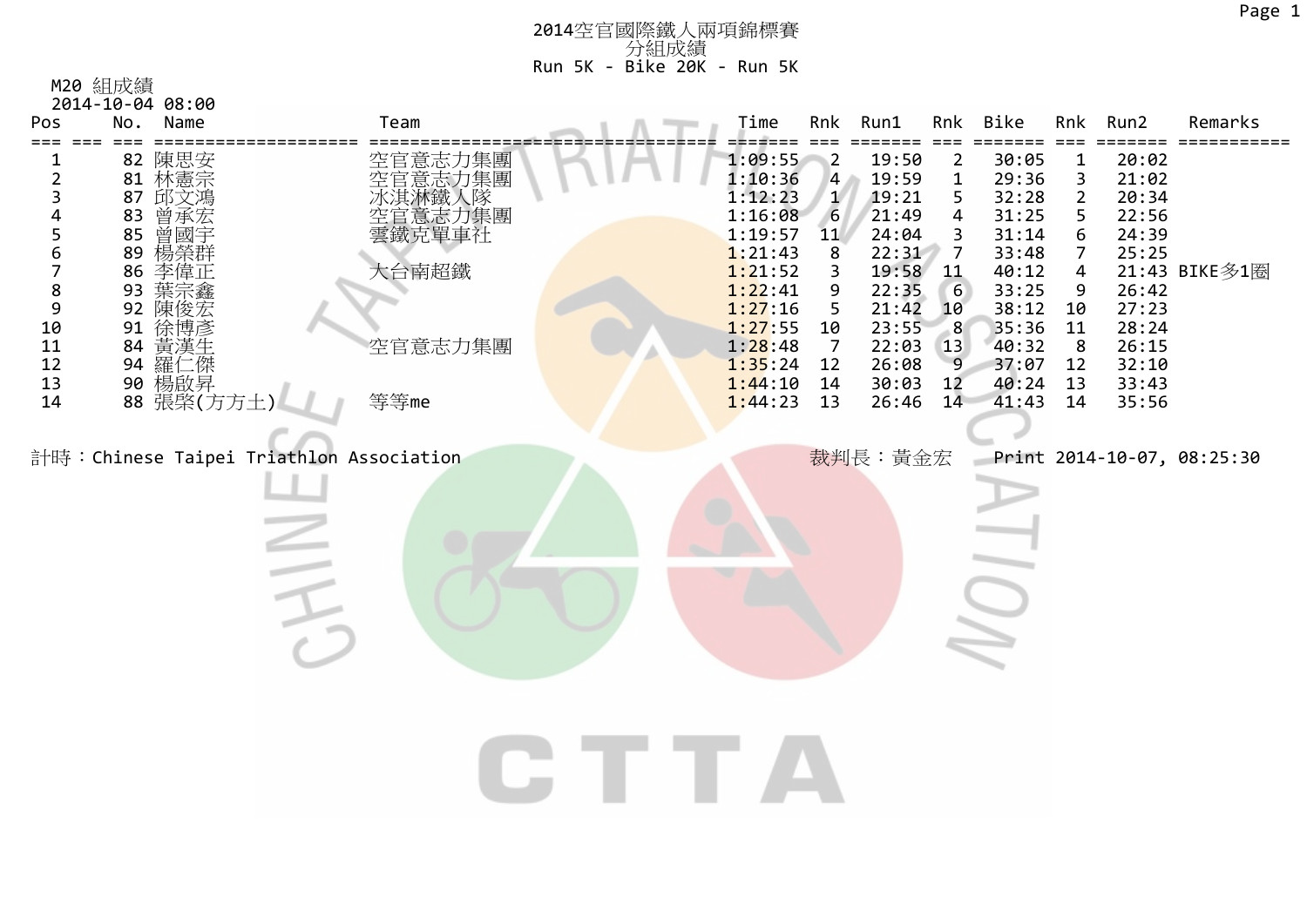# 2014空官國際鐵人兩項錦標賽

## 分組成績

### Run 5K - Bike 20K - Run 5K

M20 組成績

2014-10-04 08:00

| Pos | No. | Name | Team | Time | Rnk | Run1 | Rnk | Bike | Rnk | Run2 | Remarks |
|---|---|---|---|---|---|---|---|---|---|---|---|
| 1 | 82 | 陳思安 | 空官意志力集團 | 1:09:55 | 2 | 19:50 | 2 | 30:05 | 1 | 20:02 | |
| 2 | 81 | 林憲宗 | 空官意志力集團 | 1:10:36 | 4 | 19:59 | 1 | 29:36 | 3 | 21:02 | |
| 3 | 87 | 邱文鴻 | 冰淇淋鐵人隊 | 1:12:23 | 1 | 19:21 | 5 | 32:28 | 2 | 20:34 | |
| 4 | 83 | 曾承宏 | 空官意志力集團 | 1:16:08 | 6 | 21:49 | 4 | 31:25 | 5 | 22:56 | |
| 5 | 85 | 曾國宇 | 雲鐵克單車社 | 1:19:57 | 11 | 24:04 | 3 | 31:14 | 6 | 24:39 | |
| 6 | 89 | 楊榮群 | | 1:21:43 | 8 | 22:31 | 7 | 33:48 | 7 | 25:25 | |
| 7 | 86 | 李偉正 | 大台南超鐵 | 1:21:52 | 3 | 19:58 | 11 | 40:12 | 4 | 21:43 | BIKE多1圈 |
| 8 | 93 | 葉宗鑫 | | 1:22:41 | 9 | 22:35 | 6 | 33:25 | 9 | 26:42 | |
| 9 | 92 | 陳俊宏 | | 1:27:16 | 5 | 21:42 | 10 | 38:12 | 10 | 27:23 | |
| 10 | 91 | 徐博彥 | | 1:27:55 | 10 | 23:55 | 8 | 35:36 | 11 | 28:24 | |
| 11 | 84 | 黃漢生 | 空官意志力集團 | 1:28:48 | 7 | 22:03 | 13 | 40:32 | 8 | 26:15 | |
| 12 | 94 | 羅仁傑 | | 1:35:24 | 12 | 26:08 | 9 | 37:07 | 12 | 32:10 | |
| 13 | 90 | 楊啟昇 | | 1:44:10 | 14 | 30:03 | 12 | 40:24 | 13 | 33:43 | |
| 14 | 88 | 張桀(方方土) | 等等me | 1:44:23 | 13 | 26:46 | 14 | 41:43 | 14 | 35:56 | |

計時：Chinese Taipei Triathlon Association　　裁判長：黃金宏　　Print 2014-10-07, 08:25:30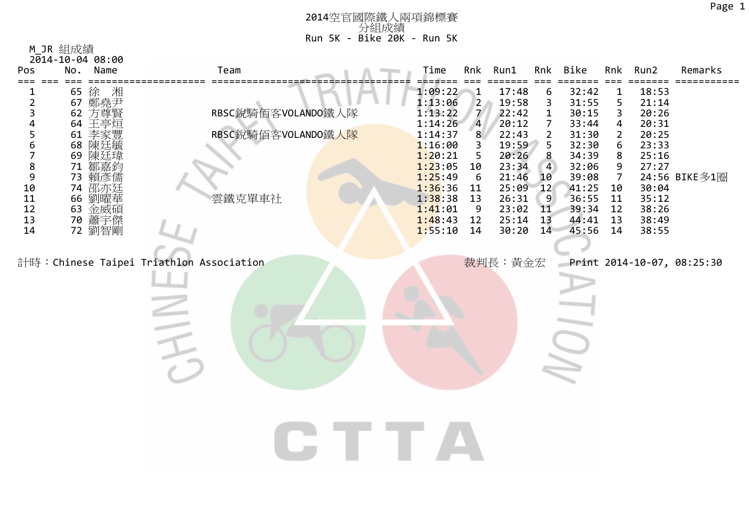# 2014空官國際鐵人兩項錦標賽

## 分組成績

## Run 5K - Bike 20K - Run 5K

M_JR 組成績
2014-10-04 08:00

| Pos | No. | Name | Team | Time | Rnk | Run1 | Rnk | Bike | Rnk | Run2 | Remarks |
|---|---|---|---|---|---|---|---|---|---|---|---|
| 1 | 65 | 徐　湘 | | 1:09:22 | 1 | 17:48 | 6 | 32:42 | 1 | 18:53 | |
| 2 | 67 | 鄭堯尹 | | 1:13:06 | 2 | 19:58 | 3 | 31:55 | 5 | 21:14 | |
| 3 | 62 | 方尊賢 | RBSC銳騎佰客VOLANDO鐵人隊 | 1:13:22 | 7 | 22:42 | 1 | 30:15 | 3 | 20:26 | |
| 4 | 64 | 王亭烜 | | 1:14:26 | 4 | 20:12 | 7 | 33:44 | 4 | 20:31 | |
| 5 | 61 | 李家豐 | RBSC銳騎佰客VOLANDO鐵人隊 | 1:14:37 | 8 | 22:43 | 2 | 31:30 | 2 | 20:25 | |
| 6 | 68 | 陳廷毓 | | 1:16:00 | 3 | 19:59 | 5 | 32:30 | 6 | 23:33 | |
| 7 | 69 | 陳廷瑋 | | 1:20:21 | 5 | 20:26 | 8 | 34:39 | 8 | 25:16 | |
| 8 | 71 | 鄒嘉鈞 | | 1:23:05 | 10 | 23:34 | 4 | 32:06 | 9 | 27:27 | |
| 9 | 73 | 賴彥儒 | | 1:25:49 | 6 | 21:46 | 10 | 39:08 | 7 | 24:56 | BIKE多1圈 |
| 10 | 74 | 邵亦廷 | | 1:36:36 | 11 | 25:09 | 12 | 41:25 | 10 | 30:04 | |
| 11 | 66 | 劉曜華 | 雲鐵克單車社 | 1:38:38 | 13 | 26:31 | 9 | 36:55 | 11 | 35:12 | |
| 12 | 63 | 金威碩 | | 1:41:01 | 9 | 23:02 | 11 | 39:34 | 12 | 38:26 | |
| 13 | 70 | 蕭宇傑 | | 1:48:43 | 12 | 25:14 | 13 | 44:41 | 13 | 38:49 | |
| 14 | 72 | 劉智剛 | | 1:55:10 | 14 | 30:20 | 14 | 45:56 | 14 | 38:55 | |

計時：Chinese Taipei Triathlon Association　　裁判長：黃金宏　　Print 2014-10-07, 08:25:30